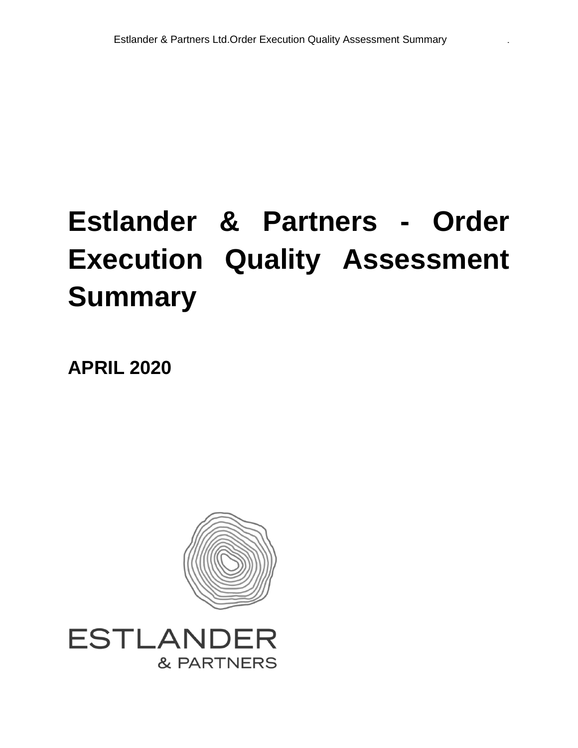# Estlander & Partners - Order Execution Quality Assessment Summary

**APRIL 2020**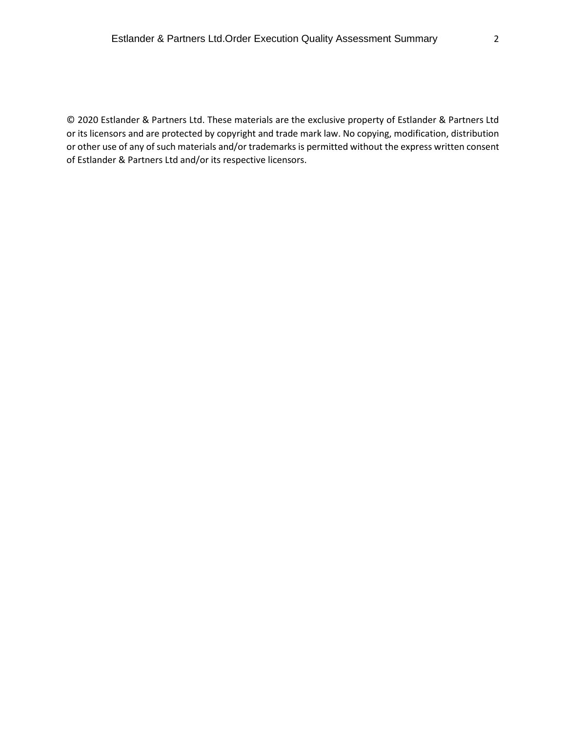© 2020 Estlander & Partners Ltd. These materials are the exclusive property of Estlander & Partners Ltd or its licensors and are protected by copyright and trade mark law. No copying, modification, distribution or other use of any of such materials and/or trademarks is permitted without the express written consent of Estlander & Partners Ltd and/or its respective licensors.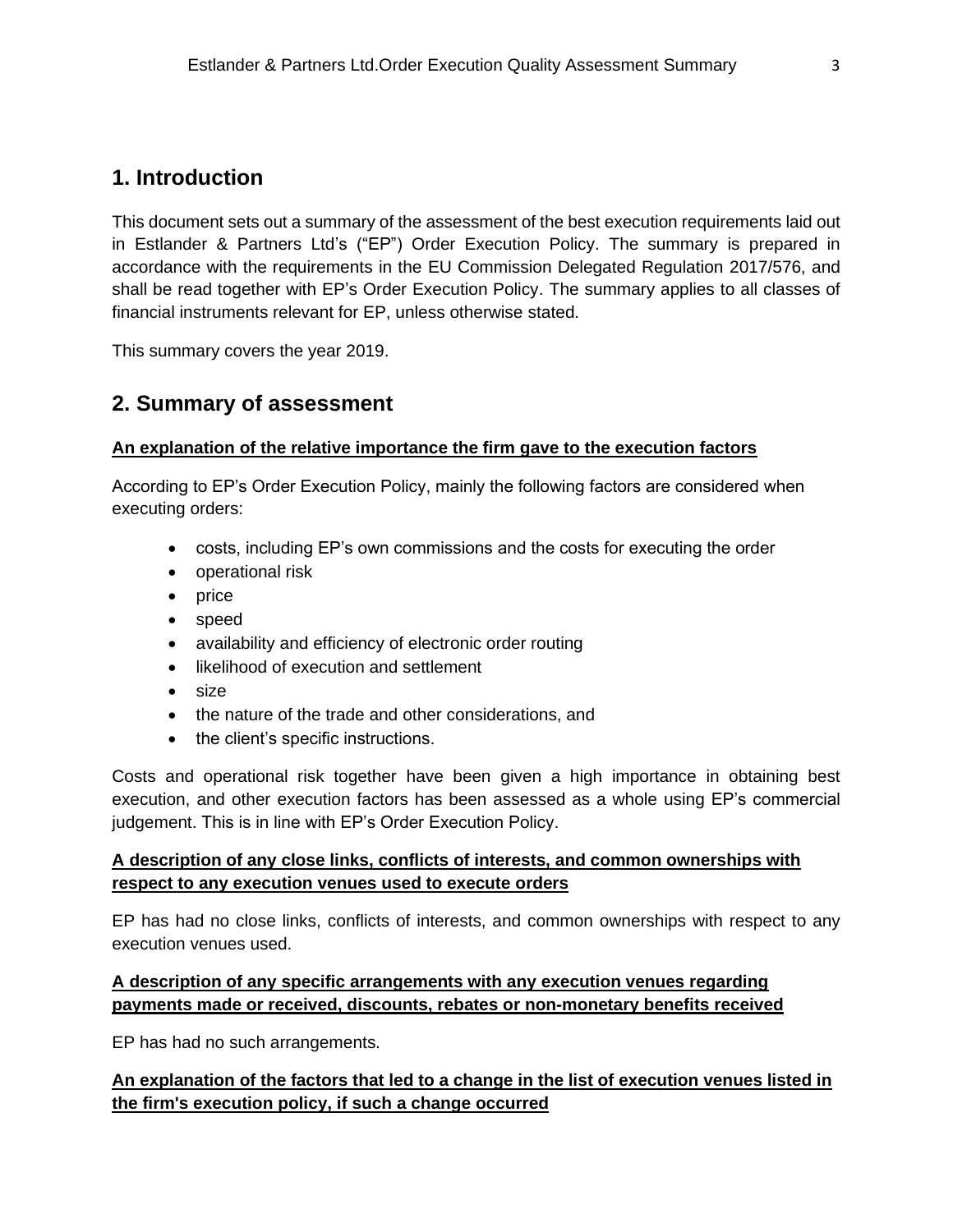## 1. Introduction

This document sets out a summary of the assessment of the best execution requirements laid out in Estlander & Partners Ltd's ("EP") Order Execution Policy. The summary is prepared in accordance with the requirements in the EU Commission Delegated Regulation 2017/576, and shall be read together with EP's Order Execution Policy. The summary applies to all classes of financial instruments relevant for EP, unless otherwise stated.

This summary covers the year 2019.

## 2. Summary of assessment

**An explanation of the relative importance the firm gave to the execution factors**

According to EP's Order Execution Policy, mainly the following factors are considered when executing orders:

- costs, including EP's own commissions and the costs for executing the order
- operational risk
- price
- speed
- availability and efficiency of electronic order routing
- likelihood of execution and settlement
- size
- the nature of the trade and other considerations, and
- the client's specific instructions.

Costs and operational risk together have been given a high importance in obtaining best execution, and other execution factors has been assessed as a whole using EP's commercial judgement. This is in line with EP's Order Execution Policy.

**A description of any close links, conflicts of interests, and common ownerships with respect to any execution venues used to execute orders**

EP has had no close links, conflicts of interests, and common ownerships with respect to any execution venues used.

**A description of any specific arrangements with any execution venues regarding payments made or received, discounts, rebates or non-monetary benefits received**

EP has had no such arrangements.

**An explanation of the factors that led to a change in the list of execution venues listed in the firm's execution policy, if such a change occurred**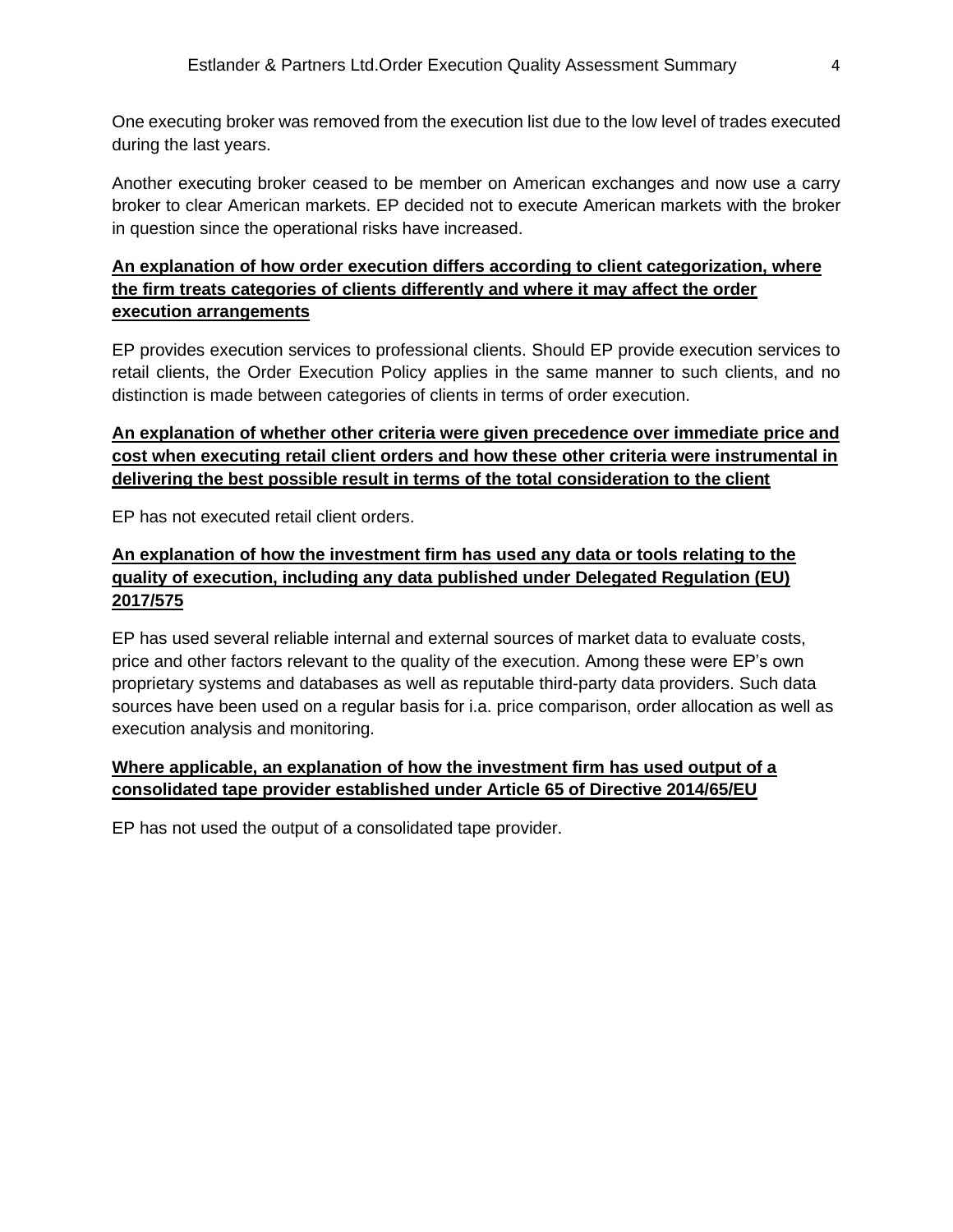One executing broker was removed from the execution list due to the low level of trades executed during the last years.

Another executing broker ceased to be member on American exchanges and now use a carry broker to clear American markets. EP decided not to execute American markets with the broker in question since the operational risks have increased.

**An explanation of how order execution differs according to client categorization, where the firm treats categories of clients differently and where it may affect the order execution arrangements**

EP provides execution services to professional clients. Should EP provide execution services to retail clients, the Order Execution Policy applies in the same manner to such clients, and no distinction is made between categories of clients in terms of order execution.

**An explanation of whether other criteria were given precedence over immediate price and cost when executing retail client orders and how these other criteria were instrumental in delivering the best possible result in terms of the total consideration to the client**

EP has not executed retail client orders.

**An explanation of how the investment firm has used any data or tools relating to the quality of execution, including any data published under Delegated Regulation (EU) 2017/575**

EP has used several reliable internal and external sources of market data to evaluate costs, price and other factors relevant to the quality of the execution. Among these were EP's own proprietary systems and databases as well as reputable third-party data providers. Such data sources have been used on a regular basis for i.a. price comparison, order allocation as well as execution analysis and monitoring.

**Where applicable, an explanation of how the investment firm has used output of a consolidated tape provider established under Article 65 of Directive 2014/65/EU**

EP has not used the output of a consolidated tape provider.